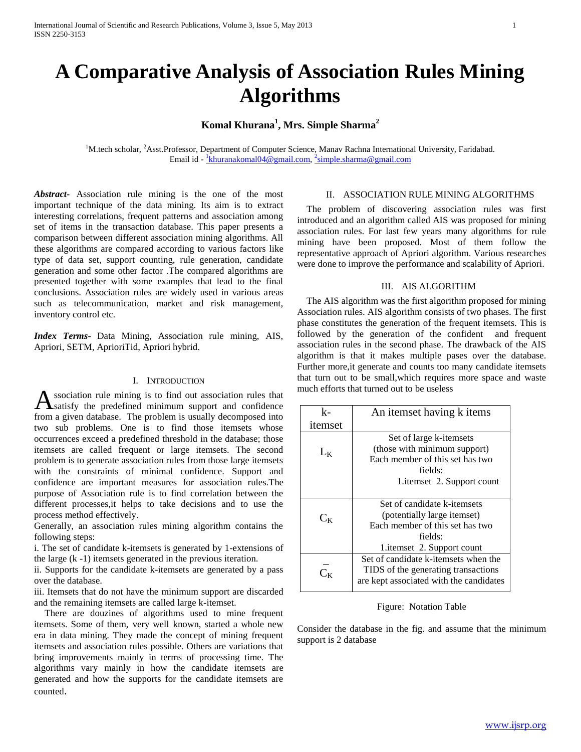# A Comparative Analysis of Association Rules Mining Algorithms

**Komal Khurana[1], Mrs. Simple Sharma[2]**

[1]M.tech scholar, [2]Asst.Professor, Department of Computer Science, Manav Rachna International University, Faridabad.
Email id - [1]khuranakomal04@gmail.com, [2]simple.sharma@gmail.com

***Abstract*-** Association rule mining is the one of the most important technique of the data mining. Its aim is to extract interesting correlations, frequent patterns and association among set of items in the transaction database. This paper presents a comparison between different association mining algorithms. All these algorithms are compared according to various factors like type of data set, support counting, rule generation, candidate generation and some other factor .The compared algorithms are presented together with some examples that lead to the final conclusions. Association rules are widely used in various areas such as telecommunication, market and risk management, inventory control etc.

***Index Terms*-** Data Mining, Association rule mining, AIS, Apriori, SETM, AprioriTid, Apriori hybrid.

## I. Introduction

Association rule mining is to find out association rules that satisfy the predefined minimum support and confidence from a given database. The problem is usually decomposed into two sub problems. One is to find those itemsets whose occurrences exceed a predefined threshold in the database; those itemsets are called frequent or large itemsets. The second problem is to generate association rules from those large itemsets with the constraints of minimal confidence. Support and confidence are important measures for association rules.The purpose of Association rule is to find correlation between the different processes,it helps to take decisions and to use the process method effectively.

Generally, an association rules mining algorithm contains the following steps:

i. The set of candidate k-itemsets is generated by 1-extensions of the large (k -1) itemsets generated in the previous iteration.

ii. Supports for the candidate k-itemsets are generated by a pass over the database.

iii. Itemsets that do not have the minimum support are discarded and the remaining itemsets are called large k-itemset.

There are douzines of algorithms used to mine frequent itemsets. Some of them, very well known, started a whole new era in data mining. They made the concept of mining frequent itemsets and association rules possible. Others are variations that bring improvements mainly in terms of processing time. The algorithms vary mainly in how the candidate itemsets are generated and how the supports for the candidate itemsets are counted.

## II. Association Rule Mining Algorithms

The problem of discovering association rules was first introduced and an algorithm called AIS was proposed for mining association rules. For last few years many algorithms for rule mining have been proposed. Most of them follow the representative approach of Apriori algorithm. Various researches were done to improve the performance and scalability of Apriori.

## III. AIS Algorithm

The AIS algorithm was the first algorithm proposed for mining Association rules. AIS algorithm consists of two phases. The first phase constitutes the generation of the frequent itemsets. This is followed by the generation of the confident and frequent association rules in the second phase. The drawback of the AIS algorithm is that it makes multiple pases over the database. Further more,it generate and counts too many candidate itemsets that turn out to be small,which requires more space and waste much efforts that turned out to be useless

| k-itemset | An itemset having k items |
|---|---|
| $L_K$ | Set of large k-itemsets (those with minimum support) Each member of this set has two fields: 1.itemset 2. Support count |
| $C_K$ | Set of candidate k-itemsets (potentially large itemset) Each member of this set has two fields: 1.itemset 2. Support count |
| $\bar{C}_K$ | Set of candidate k-itemsets when the TIDS of the generating transactions are kept associated with the candidates |

Figure: Notation Table

Consider the database in the fig. and assume that the minimum support is 2 database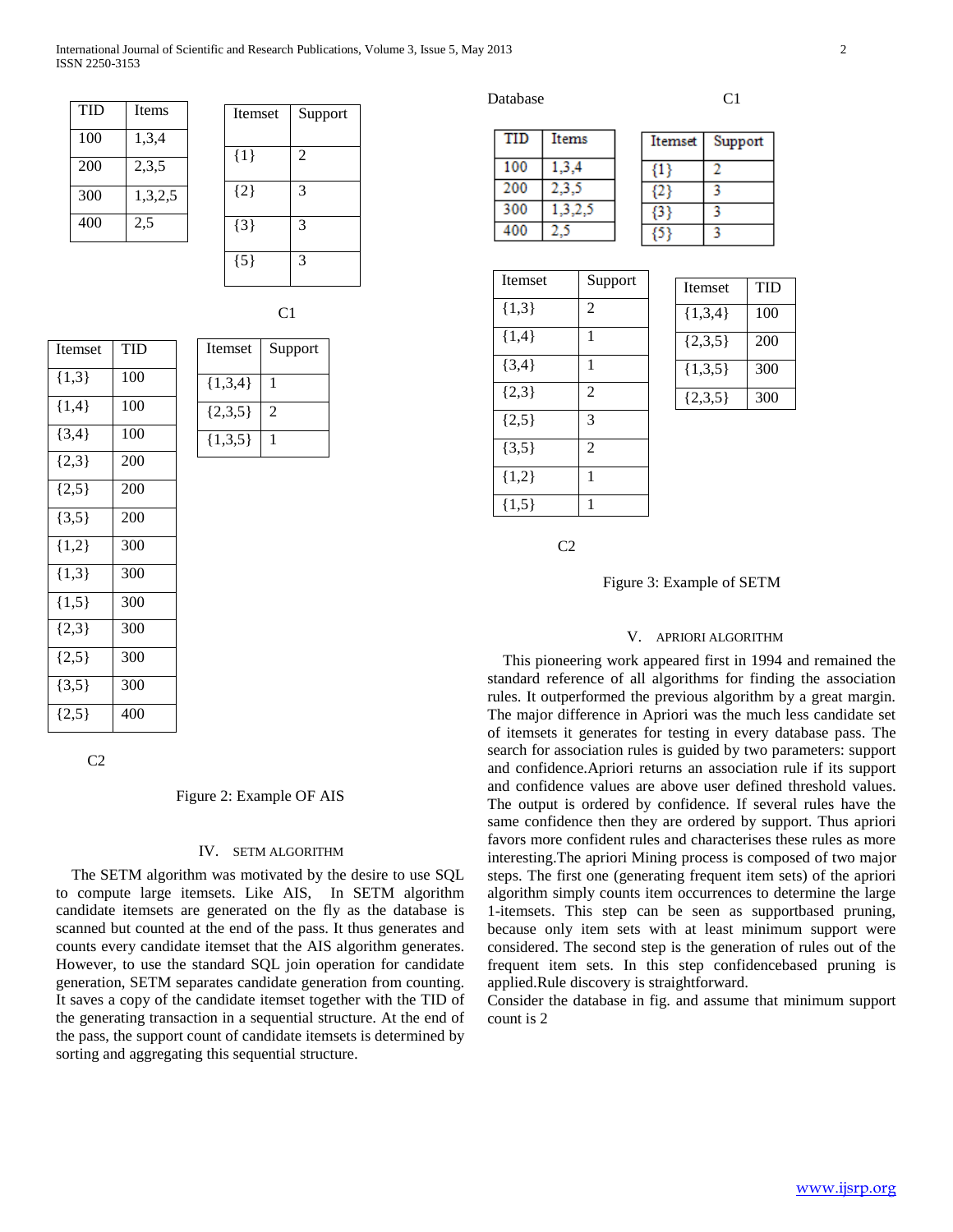| TID | Items |
|---|---|
| 100 | 1,3,4 |
| 200 | 2,3,5 |
| 300 | 1,3,2,5 |
| 400 | 2,5 |

| Itemset | Support |
|---|---|
| {1} | 2 |
| {2} | 3 |
| {3} | 3 |
| {5} | 3 |

C1

| Itemset | TID |
|---|---|
| {1,3} | 100 |
| {1,4} | 100 |
| {3,4} | 100 |
| {2,3} | 200 |
| {2,5} | 200 |
| {3,5} | 200 |
| {1,2} | 300 |
| {1,3} | 300 |
| {1,5} | 300 |
| {2,3} | 300 |
| {2,5} | 300 |
| {3,5} | 300 |
| {2,5} | 400 |

| Itemset | Support |
|---|---|
| {1,3,4} | 1 |
| {2,3,5} | 2 |
| {1,3,5} | 1 |

C2

Figure 2: Example OF AIS

## IV. SETM ALGORITHM

The SETM algorithm was motivated by the desire to use SQL to compute large itemsets. Like AIS, In SETM algorithm candidate itemsets are generated on the fly as the database is scanned but counted at the end of the pass. It thus generates and counts every candidate itemset that the AIS algorithm generates. However, to use the standard SQL join operation for candidate generation, SETM separates candidate generation from counting. It saves a copy of the candidate itemset together with the TID of the generating transaction in a sequential structure. At the end of the pass, the support count of candidate itemsets is determined by sorting and aggregating this sequential structure.

Database

| TID | Items |
|---|---|
| 100 | 1,3,4 |
| 200 | 2,3,5 |
| 300 | 1,3,2,5 |
| 400 | 2,5 |

C1

| Itemset | Support |
|---|---|
| {1} | 2 |
| {2} | 3 |
| {3} | 3 |
| {5} | 3 |

| Itemset | Support |
|---|---|
| {1,3} | 2 |
| {1,4} | 1 |
| {3,4} | 1 |
| {2,3} | 2 |
| {2,5} | 3 |
| {3,5} | 2 |
| {1,2} | 1 |
| {1,5} | 1 |

| Itemset | TID |
|---|---|
| {1,3,4} | 100 |
| {2,3,5} | 200 |
| {1,3,5} | 300 |
| {2,3,5} | 300 |

C2

Figure 3: Example of SETM

## V. APRIORI ALGORITHM

This pioneering work appeared first in 1994 and remained the standard reference of all algorithms for finding the association rules. It outperformed the previous algorithm by a great margin. The major difference in Apriori was the much less candidate set of itemsets it generates for testing in every database pass. The search for association rules is guided by two parameters: support and confidence.Apriori returns an association rule if its support and confidence values are above user defined threshold values. The output is ordered by confidence. If several rules have the same confidence then they are ordered by support. Thus apriori favors more confident rules and characterises these rules as more interesting.The apriori Mining process is composed of two major steps. The first one (generating frequent item sets) of the apriori algorithm simply counts item occurrences to determine the large 1-itemsets. This step can be seen as supportbased pruning, because only item sets with at least minimum support were considered. The second step is the generation of rules out of the frequent item sets. In this step confidencebased pruning is applied.Rule discovery is straightforward.

Consider the database in fig. and assume that minimum support count is 2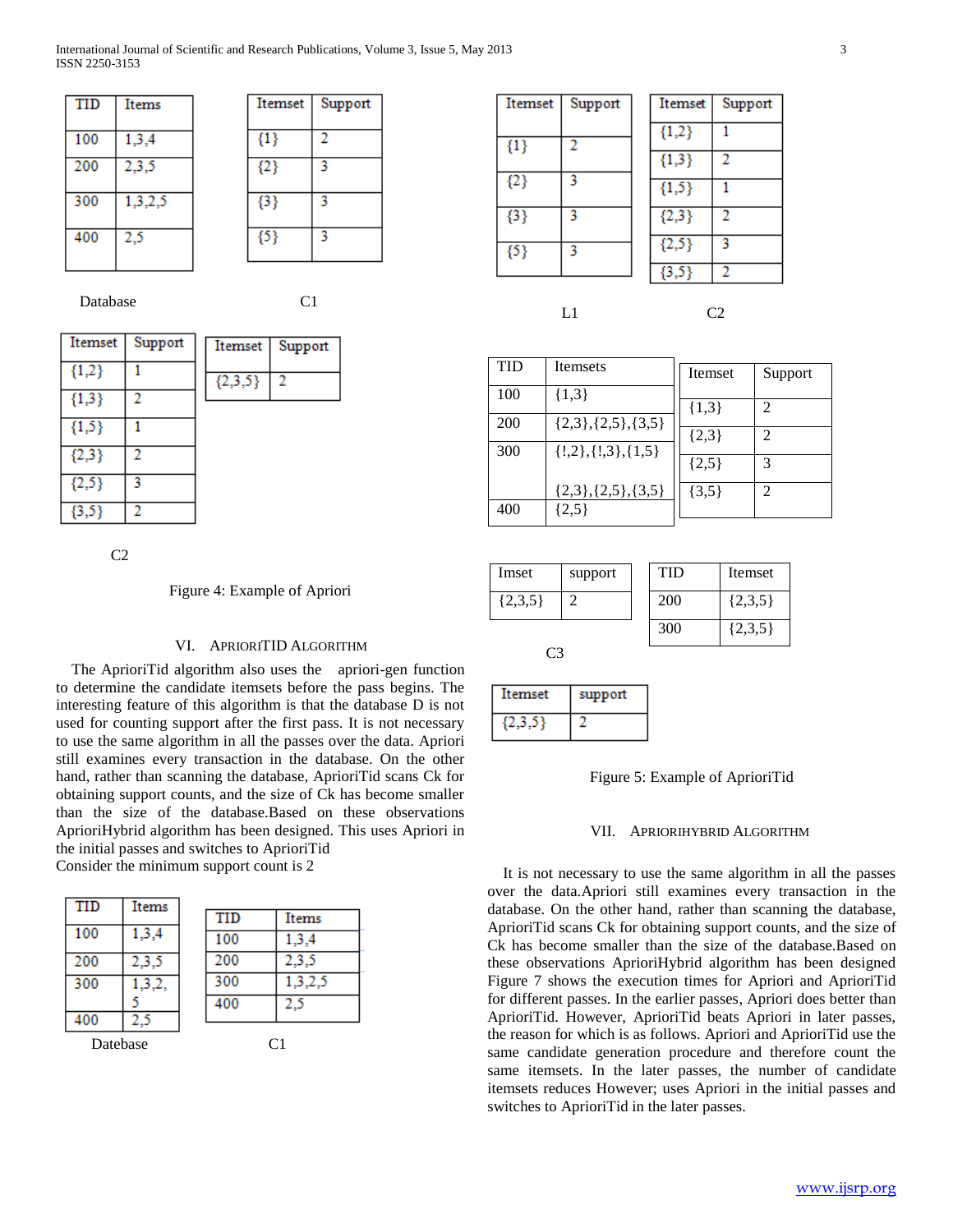| TID | Items |
|---|---|
| 100 | 1,3,4 |
| 200 | 2,3,5 |
| 300 | 1,3,2,5 |
| 400 | 2,5 |

Database

| Itemset | Support |
|---|---|
| {1} | 2 |
| {2} | 3 |
| {3} | 3 |
| {5} | 3 |

C1

| Itemset | Support |
|---|---|
| {1} | 2 |
| {2} | 3 |
| {3} | 3 |
| {5} | 3 |

L1

| Itemset | Support |
|---|---|
| {1,2} | 1 |
| {1,3} | 2 |
| {1,5} | 1 |
| {2,3} | 2 |
| {2,5} | 3 |
| {3,5} | 2 |

C2

| Itemset | Support |
|---|---|
| {1,2} | 1 |
| {1,3} | 2 |
| {1,5} | 1 |
| {2,3} | 2 |
| {2,5} | 3 |
| {3,5} | 2 |

C2

| Itemset | Support |
|---|---|
| {2,3,5} | 2 |

Figure 4: Example of Apriori

| TID | Itemsets |
|---|---|
| 100 | {1,3} |
| 200 | {2,3},{2,5},{3,5} |
| 300 | {!,2},{!,3},{1,5} {2,3},{2,5},{3,5} |
| 400 | {2,5} |

| Itemset | Support |
|---|---|
| {1,3} | 2 |
| {2,3} | 2 |
| {2,5} | 3 |
| {3,5} | 2 |

| Imset | support |
|---|---|
| {2,3,5} | 2 |

C3

| TID | Itemset |
|---|---|
| 200 | {2,3,5} |
| 300 | {2,3,5} |

| Itemset | support |
|---|---|
| {2,3,5} | 2 |

Figure 5: Example of AprioriTid

## VI. APRIORITID ALGORITHM

The AprioriTid algorithm also uses the apriori-gen function to determine the candidate itemsets before the pass begins. The interesting feature of this algorithm is that the database D is not used for counting support after the first pass. It is not necessary to use the same algorithm in all the passes over the data. Apriori still examines every transaction in the database. On the other hand, rather than scanning the database, AprioriTid scans Ck for obtaining support counts, and the size of Ck has become smaller than the size of the database.Based on these observations AprioriHybrid algorithm has been designed. This uses Apriori in the initial passes and switches to AprioriTid

Consider the minimum support count is 2

| TID | Items |
|---|---|
| 100 | 1,3,4 |
| 200 | 2,3,5 |
| 300 | 1,3,2, 5 |
| 400 | 2,5 |

Datebase

| TID | Items |
|---|---|
| 100 | 1,3,4 |
| 200 | 2,3,5 |
| 300 | 1,3,2,5 |
| 400 | 2,5 |

C1

## VII. APRIORIHYBRID ALGORITHM

It is not necessary to use the same algorithm in all the passes over the data.Apriori still examines every transaction in the database. On the other hand, rather than scanning the database, AprioriTid scans Ck for obtaining support counts, and the size of Ck has become smaller than the size of the database.Based on these observations AprioriHybrid algorithm has been designed Figure 7 shows the execution times for Apriori and AprioriTid for different passes. In the earlier passes, Apriori does better than AprioriTid. However, AprioriTid beats Apriori in later passes, the reason for which is as follows. Apriori and AprioriTid use the same candidate generation procedure and therefore count the same itemsets. In the later passes, the number of candidate itemsets reduces However; uses Apriori in the initial passes and switches to AprioriTid in the later passes.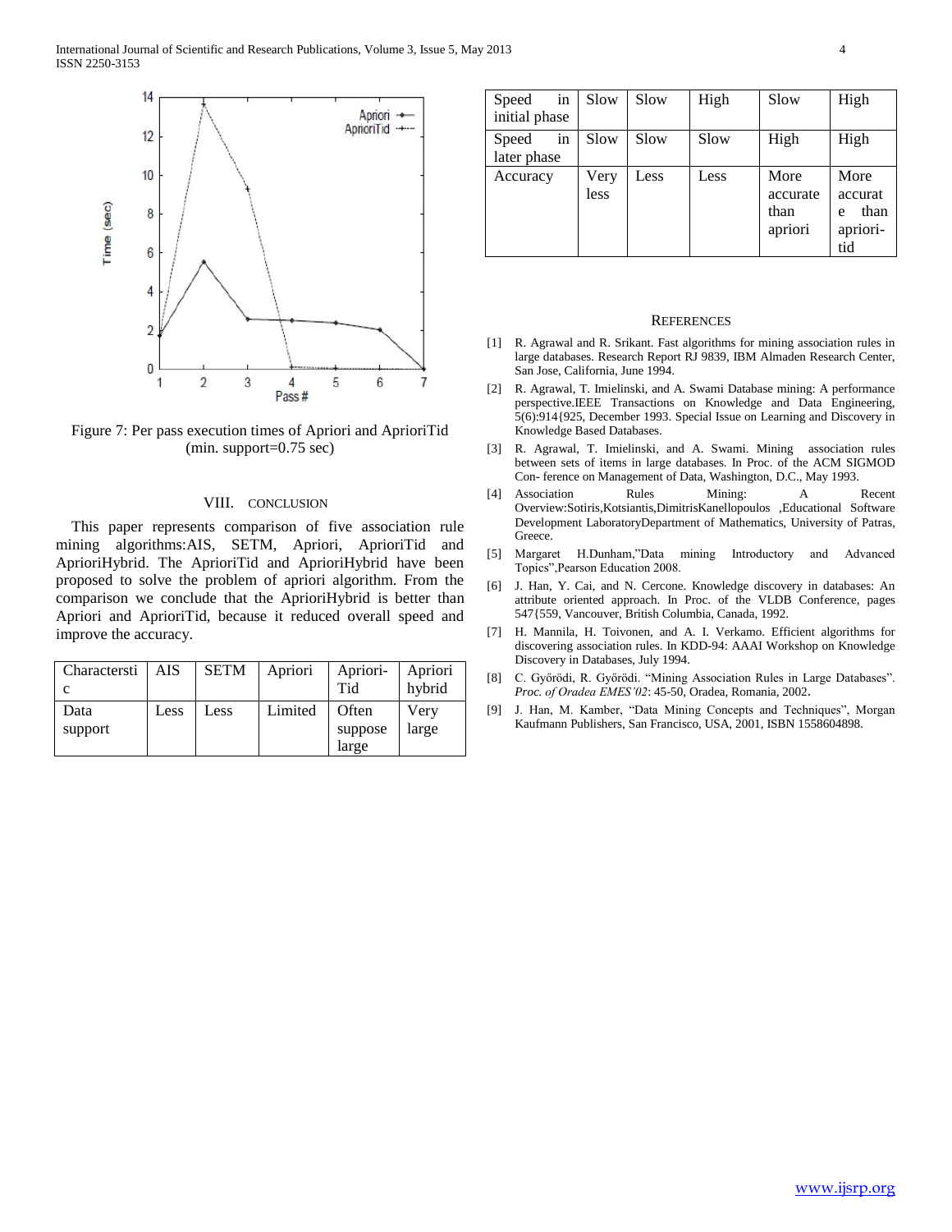14
12
10
8
6
4
2
0
Time (sec)
1 2 3 4 5 6 7
Pass #
Apriori
AprioriTid

Figure 7: Per pass execution times of Apriori and AprioriTid (min. support=0.75 sec)

## VIII. CONCLUSION

This paper represents comparison of five association rule mining algorithms:AIS, SETM, Apriori, AprioriTid and AprioriHybrid. The AprioriTid and AprioriHybrid have been proposed to solve the problem of apriori algorithm. From the comparison we conclude that the AprioriHybrid is better than Apriori and AprioriTid, because it reduced overall speed and improve the accuracy.

| Charactersti c | AIS | SETM | Apriori | Apriori-Tid | Apriori hybrid |
|---|---|---|---|---|---|
| Data support | Less | Less | Limited | Often suppose large | Very large |
| Speed in initial phase | Slow | Slow | High | Slow | High |
| Speed in later phase | Slow | Slow | Slow | High | High |
| Accuracy | Very less | Less | Less | More accurate than apriori | More accurat e than apriori-tid |

## REFERENCES

[1] R. Agrawal and R. Srikant. Fast algorithms for mining association rules in large databases. Research Report RJ 9839, IBM Almaden Research Center, San Jose, California, June 1994.

[2] R. Agrawal, T. Imielinski, and A. Swami Database mining: A performance perspective.IEEE Transactions on Knowledge and Data Engineering, 5(6):914{925, December 1993. Special Issue on Learning and Discovery in Knowledge Based Databases.

[3] R. Agrawal, T. Imielinski, and A. Swami. Mining association rules between sets of items in large databases. In Proc. of the ACM SIGMOD Con- ference on Management of Data, Washington, D.C., May 1993.

[4] Association Rules Mining: A Recent Overview:Sotiris,Kotsiantis,DimitrisKanellopoulos ,Educational Software Development LaboratoryDepartment of Mathematics, University of Patras, Greece.

[5] Margaret H.Dunham,"Data mining Introductory and Advanced Topics",Pearson Education 2008.

[6] J. Han, Y. Cai, and N. Cercone. Knowledge discovery in databases: An attribute oriented approach. In Proc. of the VLDB Conference, pages 547{559, Vancouver, British Columbia, Canada, 1992.

[7] H. Mannila, H. Toivonen, and A. I. Verkamo. Efficient algorithms for discovering association rules. In KDD-94: AAAI Workshop on Knowledge Discovery in Databases, July 1994.

[8] C. Győrödi, R. Győrödi. "Mining Association Rules in Large Databases". *Proc. of Oradea EMES'02*: 45-50, Oradea, Romania, 2002.

[9] J. Han, M. Kamber, "Data Mining Concepts and Techniques", Morgan Kaufmann Publishers, San Francisco, USA, 2001, ISBN 1558604898.